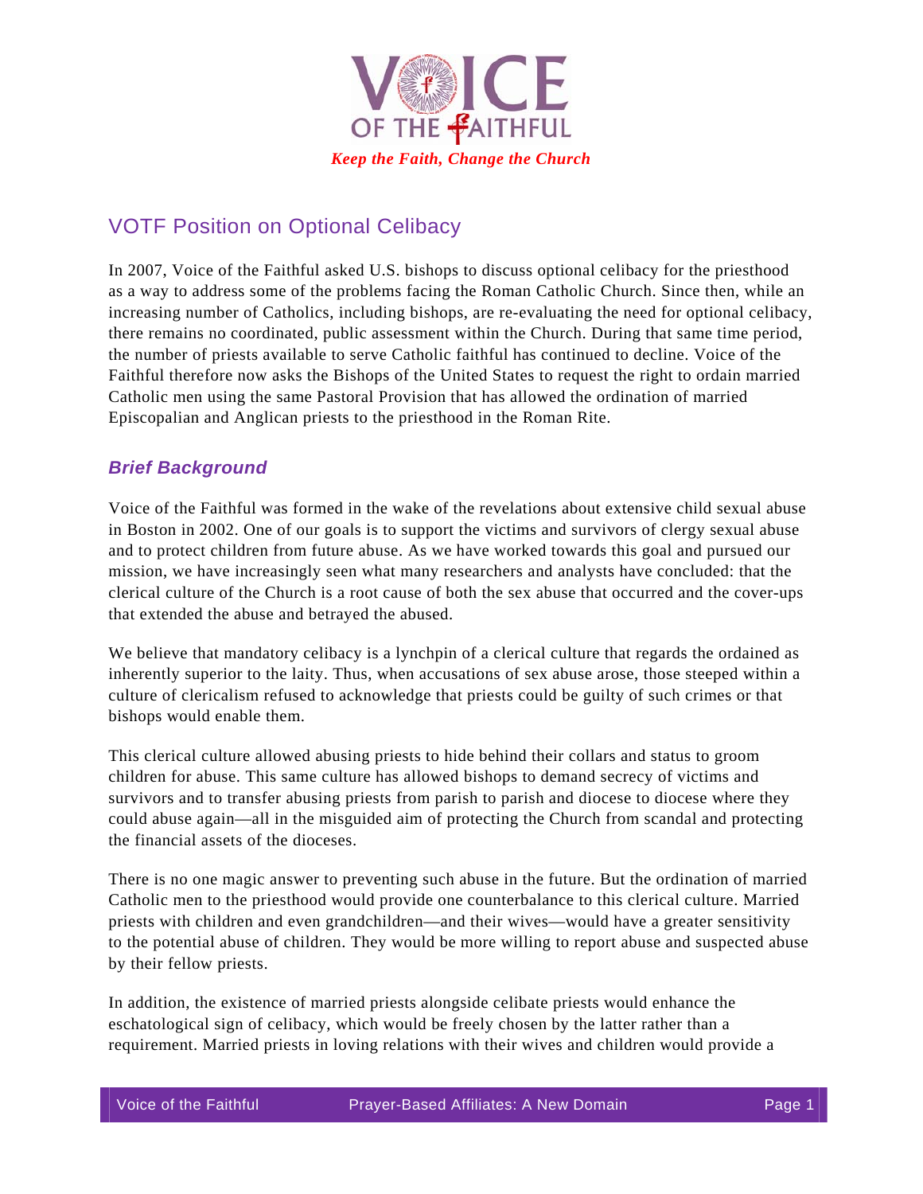# VOICE OF THE FAITHFUL

*Keep the Faith, Change the Church*

## VOTF Position on Optional Celibacy

In 2007, Voice of the Faithful asked U.S. bishops to discuss optional celibacy for the priesthood as a way to address some of the problems facing the Roman Catholic Church. Since then, while an increasing number of Catholics, including bishops, are re-evaluating the need for optional celibacy, there remains no coordinated, public assessment within the Church. During that same time period, the number of priests available to serve Catholic faithful has continued to decline. Voice of the Faithful therefore now asks the Bishops of the United States to request the right to ordain married Catholic men using the same Pastoral Provision that has allowed the ordination of married Episcopalian and Anglican priests to the priesthood in the Roman Rite.

### *Brief Background*

Voice of the Faithful was formed in the wake of the revelations about extensive child sexual abuse in Boston in 2002. One of our goals is to support the victims and survivors of clergy sexual abuse and to protect children from future abuse. As we have worked towards this goal and pursued our mission, we have increasingly seen what many researchers and analysts have concluded: that the clerical culture of the Church is a root cause of both the sex abuse that occurred and the cover-ups that extended the abuse and betrayed the abused.

We believe that mandatory celibacy is a lynchpin of a clerical culture that regards the ordained as inherently superior to the laity. Thus, when accusations of sex abuse arose, those steeped within a culture of clericalism refused to acknowledge that priests could be guilty of such crimes or that bishops would enable them.

This clerical culture allowed abusing priests to hide behind their collars and status to groom children for abuse. This same culture has allowed bishops to demand secrecy of victims and survivors and to transfer abusing priests from parish to parish and diocese to diocese where they could abuse again—all in the misguided aim of protecting the Church from scandal and protecting the financial assets of the dioceses.

There is no one magic answer to preventing such abuse in the future. But the ordination of married Catholic men to the priesthood would provide one counterbalance to this clerical culture. Married priests with children and even grandchildren—and their wives—would have a greater sensitivity to the potential abuse of children. They would be more willing to report abuse and suspected abuse by their fellow priests.

In addition, the existence of married priests alongside celibate priests would enhance the eschatological sign of celibacy, which would be freely chosen by the latter rather than a requirement. Married priests in loving relations with their wives and children would provide a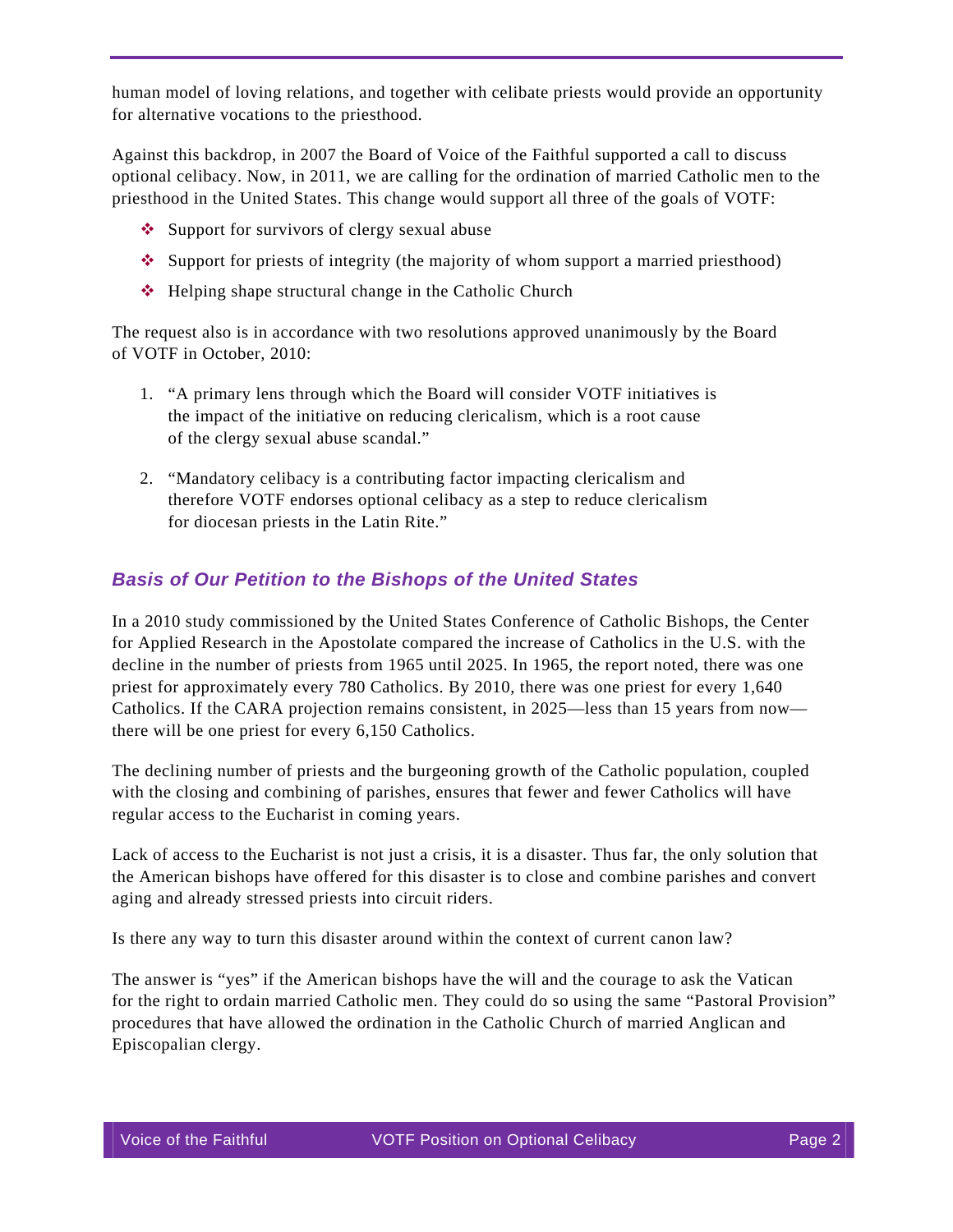human model of loving relations, and together with celibate priests would provide an opportunity for alternative vocations to the priesthood.

Against this backdrop, in 2007 the Board of Voice of the Faithful supported a call to discuss optional celibacy. Now, in 2011, we are calling for the ordination of married Catholic men to the priesthood in the United States. This change would support all three of the goals of VOTF:

- Support for survivors of clergy sexual abuse
- Support for priests of integrity (the majority of whom support a married priesthood)
- Helping shape structural change in the Catholic Church

The request also is in accordance with two resolutions approved unanimously by the Board of VOTF in October, 2010:

1. "A primary lens through which the Board will consider VOTF initiatives is the impact of the initiative on reducing clericalism, which is a root cause of the clergy sexual abuse scandal."

2. "Mandatory celibacy is a contributing factor impacting clericalism and therefore VOTF endorses optional celibacy as a step to reduce clericalism for diocesan priests in the Latin Rite."

## *Basis of Our Petition to the Bishops of the United States*

In a 2010 study commissioned by the United States Conference of Catholic Bishops, the Center for Applied Research in the Apostolate compared the increase of Catholics in the U.S. with the decline in the number of priests from 1965 until 2025. In 1965, the report noted, there was one priest for approximately every 780 Catholics. By 2010, there was one priest for every 1,640 Catholics. If the CARA projection remains consistent, in 2025—less than 15 years from now—there will be one priest for every 6,150 Catholics.

The declining number of priests and the burgeoning growth of the Catholic population, coupled with the closing and combining of parishes, ensures that fewer and fewer Catholics will have regular access to the Eucharist in coming years.

Lack of access to the Eucharist is not just a crisis, it is a disaster. Thus far, the only solution that the American bishops have offered for this disaster is to close and combine parishes and convert aging and already stressed priests into circuit riders.

Is there any way to turn this disaster around within the context of current canon law?

The answer is "yes" if the American bishops have the will and the courage to ask the Vatican for the right to ordain married Catholic men. They could do so using the same "Pastoral Provision" procedures that have allowed the ordination in the Catholic Church of married Anglican and Episcopalian clergy.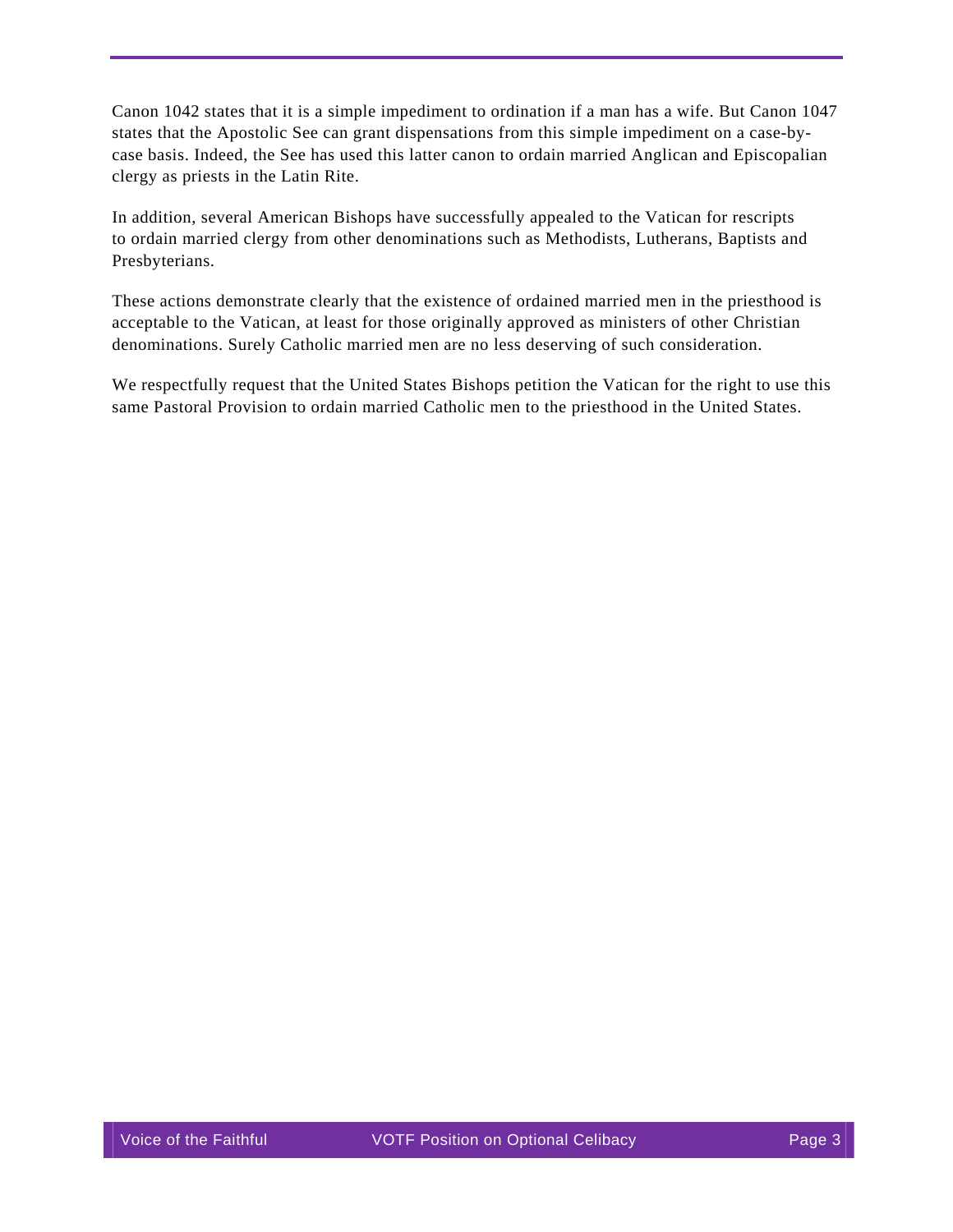Canon 1042 states that it is a simple impediment to ordination if a man has a wife. But Canon 1047 states that the Apostolic See can grant dispensations from this simple impediment on a case-by-case basis. Indeed, the See has used this latter canon to ordain married Anglican and Episcopalian clergy as priests in the Latin Rite.

In addition, several American Bishops have successfully appealed to the Vatican for rescripts to ordain married clergy from other denominations such as Methodists, Lutherans, Baptists and Presbyterians.

These actions demonstrate clearly that the existence of ordained married men in the priesthood is acceptable to the Vatican, at least for those originally approved as ministers of other Christian denominations. Surely Catholic married men are no less deserving of such consideration.

We respectfully request that the United States Bishops petition the Vatican for the right to use this same Pastoral Provision to ordain married Catholic men to the priesthood in the United States.